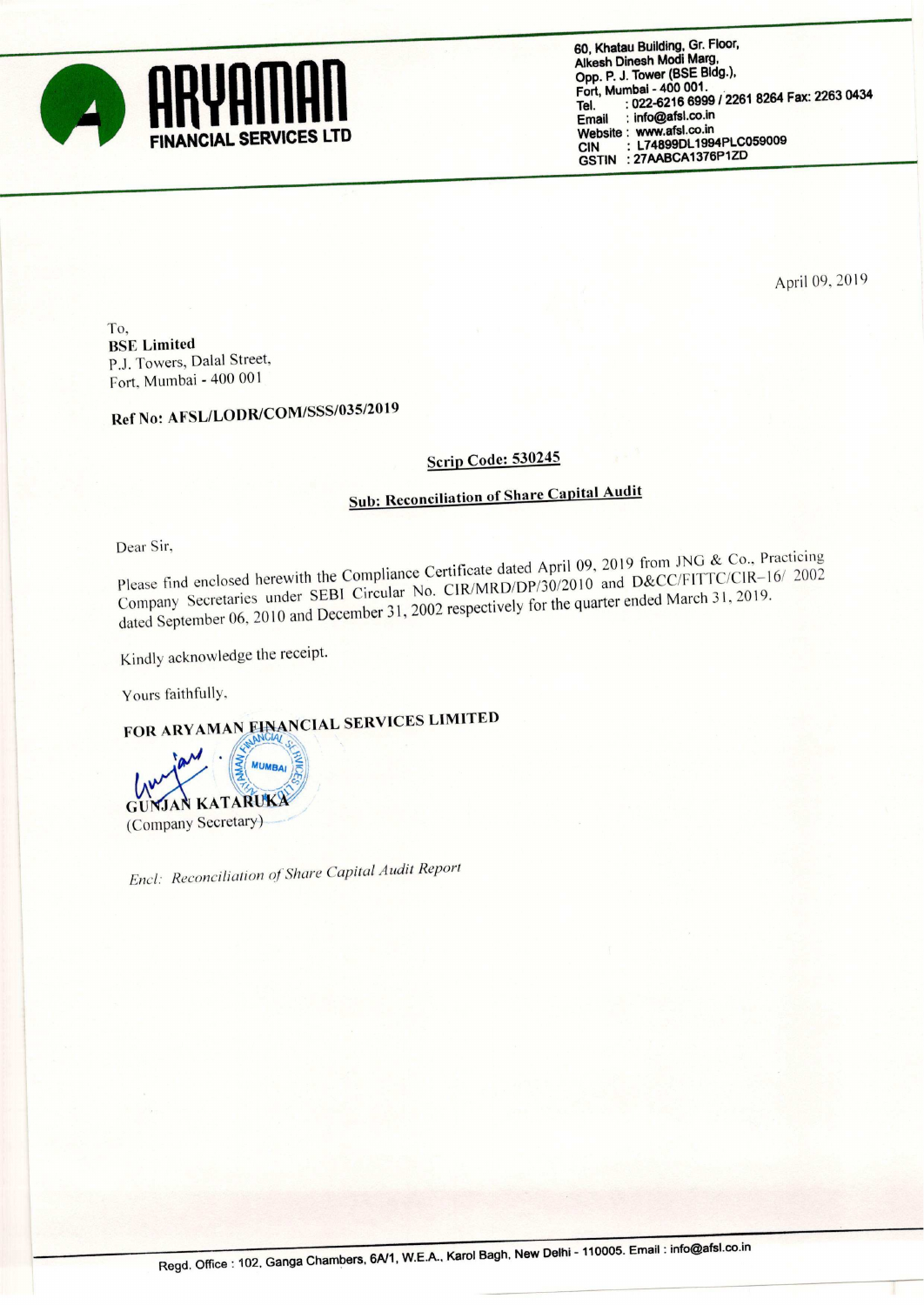# ARYAMAN FINANCIAL SERVICES LTD

60, Khatau Building, Gr. Floor,
Alkesh Dinesh Modi Marg,
Opp. P. J. Tower (BSE Bldg.),
Fort, Mumbai - 400 001.
Tel. : 022-6216 6999 / 2261 8264 Fax: 2263 0434
Email : info@afsl.co.in
Website : www.afsl.co.in
CIN : L74899DL1994PLC059009
GSTIN : 27AABCA1376P1ZD

April 09, 2019

To,
**BSE Limited**
P.J. Towers, Dalal Street,
Fort, Mumbai - 400 001

**Ref No: AFSL/LODR/COM/SSS/035/2019**

**Scrip Code: 530245**

**Sub: Reconciliation of Share Capital Audit**

Dear Sir,

Please find enclosed herewith the Compliance Certificate dated April 09, 2019 from JNG & Co., Practicing Company Secretaries under SEBI Circular No. CIR/MRD/DP/30/2010 and D&CC/FITTC/CIR–16/ 2002 dated September 06, 2010 and December 31, 2002 respectively for the quarter ended March 31, 2019.

Kindly acknowledge the receipt.

Yours faithfully,

**FOR ARYAMAN FINANCIAL SERVICES LIMITED**

GUNJAN KATARUKA
(Company Secretary)

*Encl: Reconciliation of Share Capital Audit Report*

Regd. Office : 102, Ganga Chambers, 6A/1, W.E.A., Karol Bagh, New Delhi - 110005. Email : info@afsl.co.in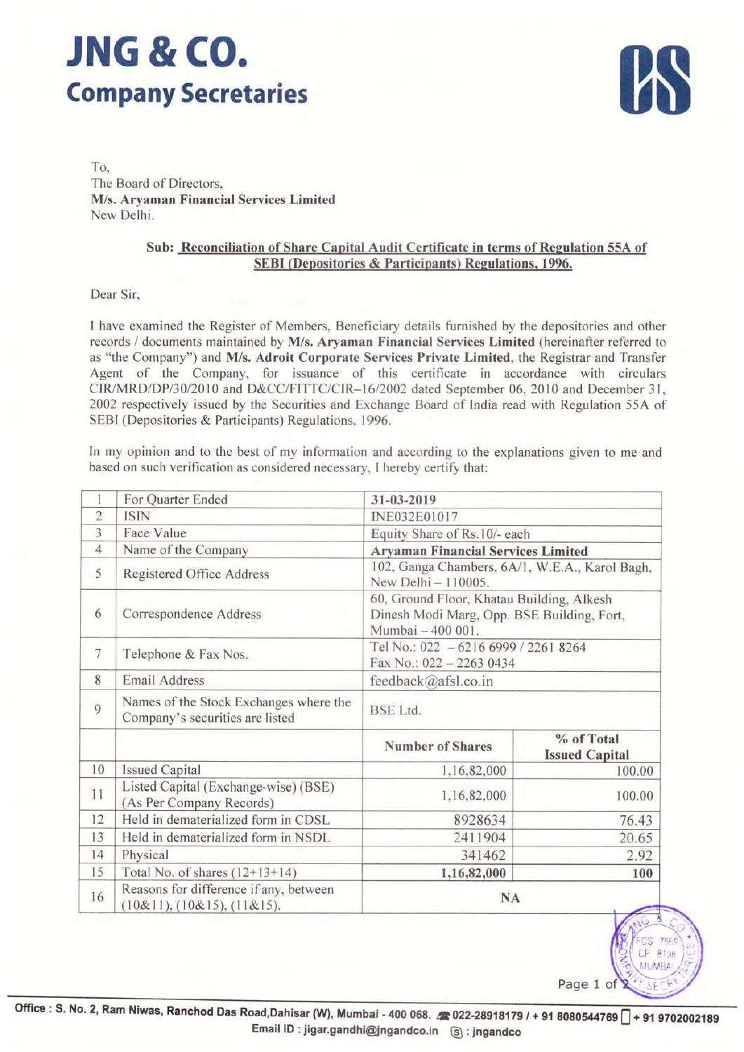# JNG & CO.
## Company Secretaries

To,
The Board of Directors,
**M/s. Aryaman Financial Services Limited**
New Delhi.

**Sub: Reconciliation of Share Capital Audit Certificate in terms of Regulation 55A of SEBI (Depositories & Participants) Regulations, 1996.**

Dear Sir,

I have examined the Register of Members, Beneficiary details furnished by the depositories and other records / documents maintained by **M/s. Aryaman Financial Services Limited** (hereinafter referred to as "the Company") and **M/s. Adroit Corporate Services Private Limited**, the Registrar and Transfer Agent of the Company, for issuance of this certificate in accordance with circulars CIR/MRD/DP/30/2010 and D&CC/FITTC/CIR–16/2002 dated September 06, 2010 and December 31, 2002 respectively issued by the Securities and Exchange Board of India read with Regulation 55A of SEBI (Depositories & Participants) Regulations, 1996.

In my opinion and to the best of my information and according to the explanations given to me and based on such verification as considered necessary, I hereby certify that:

| | | | |
|---|---|---|---|
| 1 | For Quarter Ended | **31-03-2019** | |
| 2 | ISIN | INE032E01017 | |
| 3 | Face Value | Equity Share of Rs.10/- each | |
| 4 | Name of the Company | **Aryaman Financial Services Limited** | |
| 5 | Registered Office Address | 102, Ganga Chambers, 6A/1, W.E.A., Karol Bagh, New Delhi – 110005. | |
| 6 | Correspondence Address | 60, Ground Floor, Khatau Building, Alkesh Dinesh Modi Marg, Opp. BSE Building, Fort, Mumbai – 400 001. | |
| 7 | Telephone & Fax Nos. | Tel No.: 022 – 6216 6999 / 2261 8264<br>Fax No.: 022 – 2263 0434 | |
| 8 | Email Address | feedback@afsl.co.in | |
| 9 | Names of the Stock Exchanges where the Company's securities are listed | BSE Ltd. | |
| | | **Number of Shares** | **% of Total Issued Capital** |
| 10 | Issued Capital | 1,16,82,000 | 100.00 |
| 11 | Listed Capital (Exchange-wise) (BSE) (As Per Company Records) | 1,16,82,000 | 100.00 |
| 12 | Held in dematerialized form in CDSL | 8928634 | 76.43 |
| 13 | Held in dematerialized form in NSDL | 2411904 | 20.65 |
| 14 | Physical | 341462 | 2.92 |
| 15 | Total No. of shares (12+13+14) | **1,16,82,000** | **100** |
| 16 | Reasons for difference if any, between (10&11), (10&15), (11&15). | **NA** | |

Office : S. No. 2, Ram Niwas, Ranchod Das Road, Dahisar (W), Mumbai - 400 068. 022-28918179 / + 91 8080544769 + 91 9702002189
Email ID : jigar.gandhi@jngandco.in : jngandco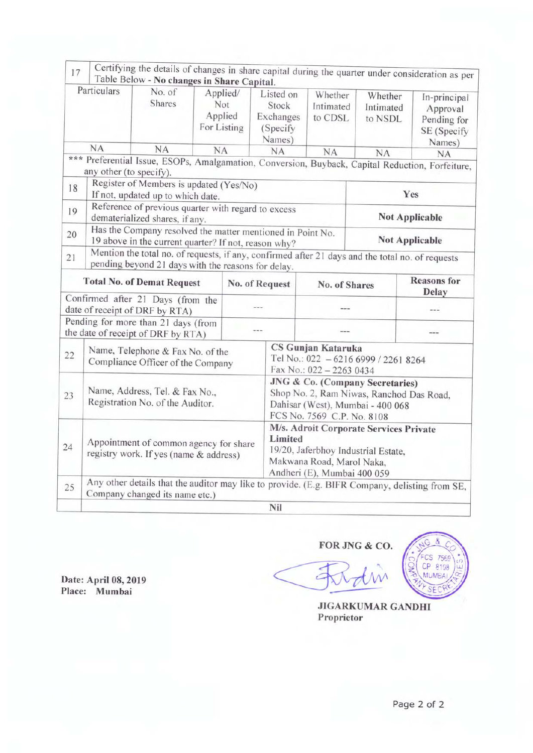| 17 | Certifying the details of changes in share capital during the quarter under consideration as per Table Below - **No changes in Share Capital.** | | | | | |
|---|---|---|---|---|---|---|
| Particulars | No. of Shares | Applied/ Not Applied For Listing | Listed on Stock Exchanges (Specify Names) | Whether Intimated to CDSL | Whether Intimated to NSDL | In-principal Approval Pending for SE (Specify Names) |
| NA | NA | NA | NA | NA | NA | NA |

*** Preferential Issue, ESOPs, Amalgamation, Conversion, Buyback, Capital Reduction, Forfeiture, any other (to specify).

| | | |
|---|---|---|
| 18 | Register of Members is updated (Yes/No) If not, updated up to which date. | **Yes** |
| 19 | Reference of previous quarter with regard to excess dematerialized shares, if any. | **Not Applicable** |
| 20 | Has the Company resolved the matter mentioned in Point No. 19 above in the current quarter? If not, reason why? | **Not Applicable** |
| 21 | Mention the total no. of requests, if any, confirmed after 21 days and the total no. of requests pending beyond 21 days with the reasons for delay. | |

| **Total No. of Demat Request** | **No. of Request** | **No. of Shares** | **Reasons for Delay** |
|---|---|---|---|
| Confirmed after 21 Days (from the date of receipt of DRF by RTA) | --- | --- | --- |
| Pending for more than 21 days (from the date of receipt of DRF by RTA) | --- | --- | --- |

| | | |
|---|---|---|
| 22 | Name, Telephone & Fax No. of the Compliance Officer of the Company | **CS Gunjan Kataruka**<br>Tel No.: 022 – 6216 6999 / 2261 8264<br>Fax No.: 022 – 2263 0434 |
| 23 | Name, Address, Tel. & Fax No., Registration No. of the Auditor. | **JNG & Co. (Company Secretaries)**<br>Shop No. 2, Ram Niwas, Ranchod Das Road, Dahisar (West), Mumbai - 400 068<br>FCS No. 7569 C.P. No. 8108 |
| 24 | Appointment of common agency for share registry work. If yes (name & address) | **M/s. Adroit Corporate Services Private Limited**<br>19/20, Jaferbhoy Industrial Estate, Makwana Road, Marol Naka, Andheri (E), Mumbai 400 059 |
| 25 | Any other details that the auditor may like to provide. (E.g. BIFR Company, delisting from SE, Company changed its name etc.) | |
| | **Nil** | |

**FOR JNG & CO.**

**JIGARKUMAR GANDHI**
**Proprietor**

**Date: April 08, 2019**
**Place: Mumbai**